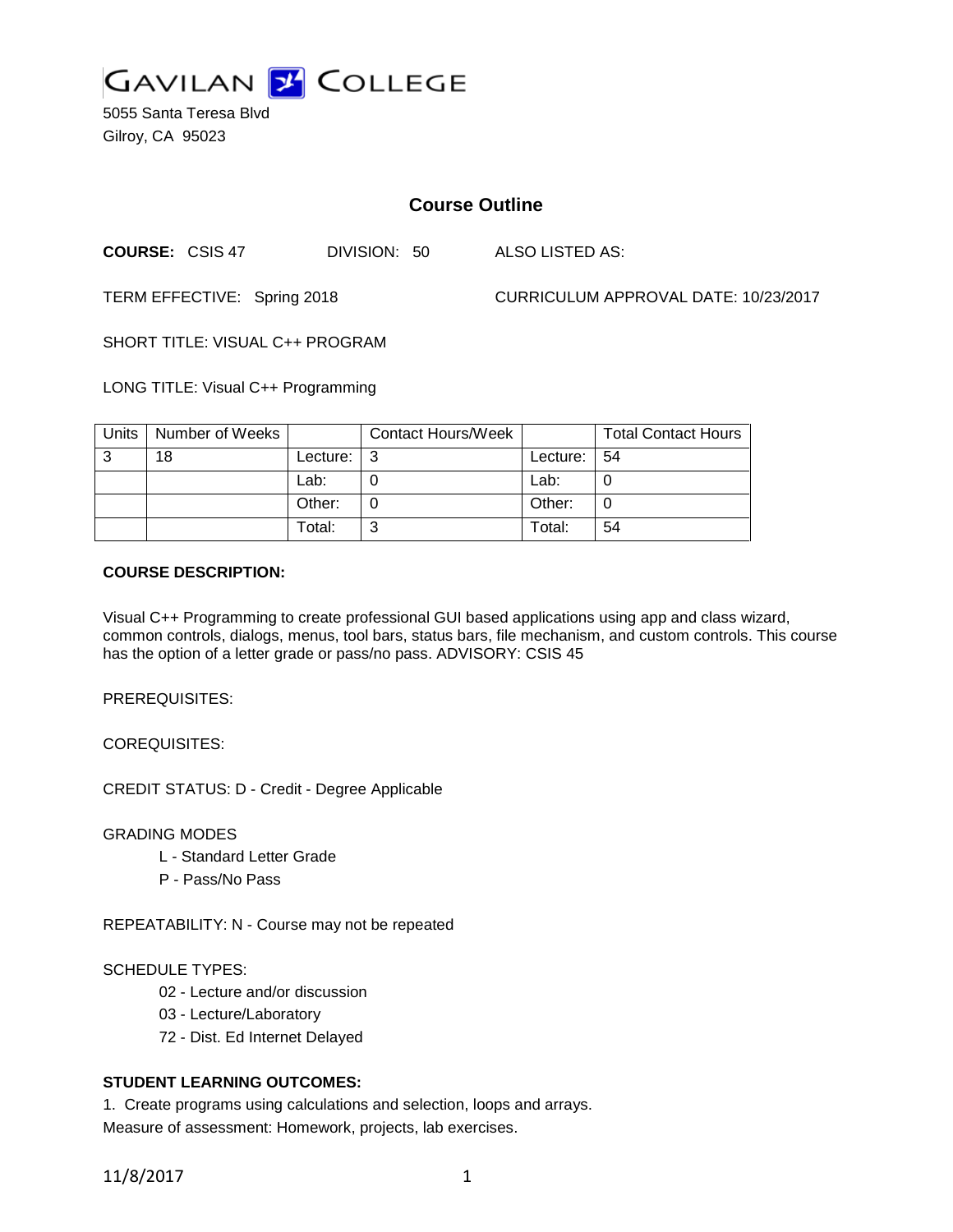# GAVILAN COLLEGE

5055 Santa Teresa Blvd
Gilroy, CA 95023

## Course Outline

**COURSE:** CSIS 47 DIVISION: 50 ALSO LISTED AS:

TERM EFFECTIVE: Spring 2018 CURRICULUM APPROVAL DATE: 10/23/2017

SHORT TITLE: VISUAL C++ PROGRAM

LONG TITLE: Visual C++ Programming

| Units | Number of Weeks | | Contact Hours/Week | | Total Contact Hours |
|---|---|---|---|---|---|
| 3 | 18 | Lecture: | 3 | Lecture: | 54 |
| | | Lab: | 0 | Lab: | 0 |
| | | Other: | 0 | Other: | 0 |
| | | Total: | 3 | Total: | 54 |

**COURSE DESCRIPTION:**

Visual C++ Programming to create professional GUI based applications using app and class wizard, common controls, dialogs, menus, tool bars, status bars, file mechanism, and custom controls. This course has the option of a letter grade or pass/no pass. ADVISORY: CSIS 45

PREREQUISITES:

COREQUISITES:

CREDIT STATUS: D - Credit - Degree Applicable

GRADING MODES

- L - Standard Letter Grade
- P - Pass/No Pass

REPEATABILITY: N - Course may not be repeated

SCHEDULE TYPES:

- 02 - Lecture and/or discussion
- 03 - Lecture/Laboratory
- 72 - Dist. Ed Internet Delayed

**STUDENT LEARNING OUTCOMES:**

1. Create programs using calculations and selection, loops and arrays.
Measure of assessment: Homework, projects, lab exercises.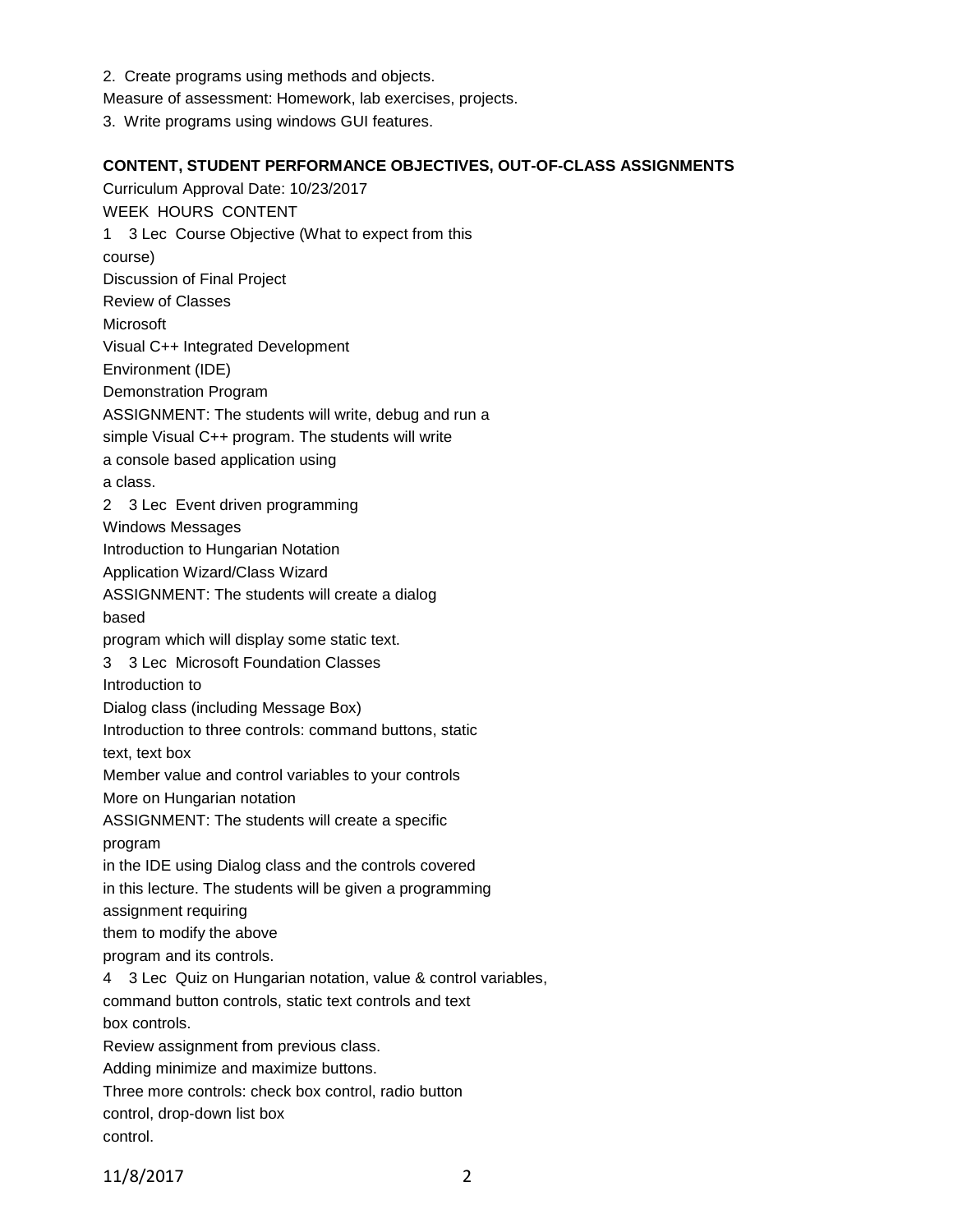2. Create programs using methods and objects.

Measure of assessment: Homework, lab exercises, projects.

3. Write programs using windows GUI features.

**CONTENT, STUDENT PERFORMANCE OBJECTIVES, OUT-OF-CLASS ASSIGNMENTS**

Curriculum Approval Date: 10/23/2017

WEEK HOURS CONTENT

1 3 Lec Course Objective (What to expect from this course)
Discussion of Final Project
Review of Classes
Microsoft
Visual C++ Integrated Development
Environment (IDE)
Demonstration Program
ASSIGNMENT: The students will write, debug and run a simple Visual C++ program. The students will write a console based application using a class.

2 3 Lec Event driven programming
Windows Messages
Introduction to Hungarian Notation
Application Wizard/Class Wizard
ASSIGNMENT: The students will create a dialog based
program which will display some static text.

3 3 Lec Microsoft Foundation Classes
Introduction to
Dialog class (including Message Box)
Introduction to three controls: command buttons, static text, text box
Member value and control variables to your controls
More on Hungarian notation
ASSIGNMENT: The students will create a specific program
in the IDE using Dialog class and the controls covered in this lecture. The students will be given a programming assignment requiring
them to modify the above
program and its controls.

4 3 Lec Quiz on Hungarian notation, value & control variables, command button controls, static text controls and text box controls.
Review assignment from previous class.
Adding minimize and maximize buttons.
Three more controls: check box control, radio button control, drop-down list box
control.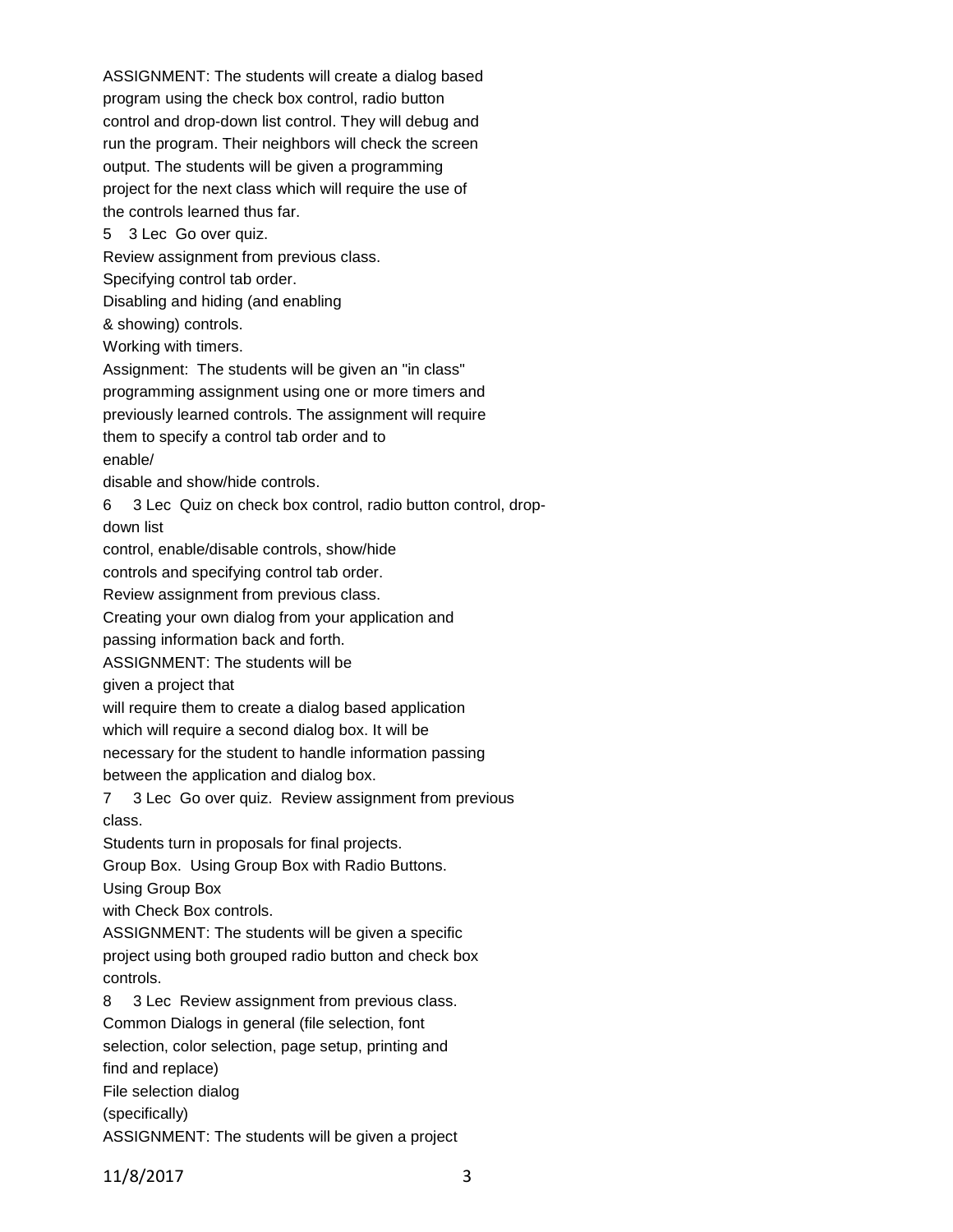ASSIGNMENT: The students will create a dialog based program using the check box control, radio button control and drop-down list control. They will debug and run the program. Their neighbors will check the screen output. The students will be given a programming project for the next class which will require the use of the controls learned thus far.

5 3 Lec Go over quiz.
Review assignment from previous class.
Specifying control tab order.
Disabling and hiding (and enabling & showing) controls.
Working with timers.
Assignment: The students will be given an "in class" programming assignment using one or more timers and previously learned controls. The assignment will require them to specify a control tab order and to enable/disable and show/hide controls.

6 3 Lec Quiz on check box control, radio button control, drop-down list control, enable/disable controls, show/hide controls and specifying control tab order.
Review assignment from previous class.
Creating your own dialog from your application and passing information back and forth.
ASSIGNMENT: The students will be given a project that will require them to create a dialog based application which will require a second dialog box. It will be necessary for the student to handle information passing between the application and dialog box.

7 3 Lec Go over quiz. Review assignment from previous class.
Students turn in proposals for final projects.
Group Box. Using Group Box with Radio Buttons.
Using Group Box with Check Box controls.
ASSIGNMENT: The students will be given a specific project using both grouped radio button and check box controls.

8 3 Lec Review assignment from previous class.
Common Dialogs in general (file selection, font selection, color selection, page setup, printing and find and replace)
File selection dialog (specifically)
ASSIGNMENT: The students will be given a project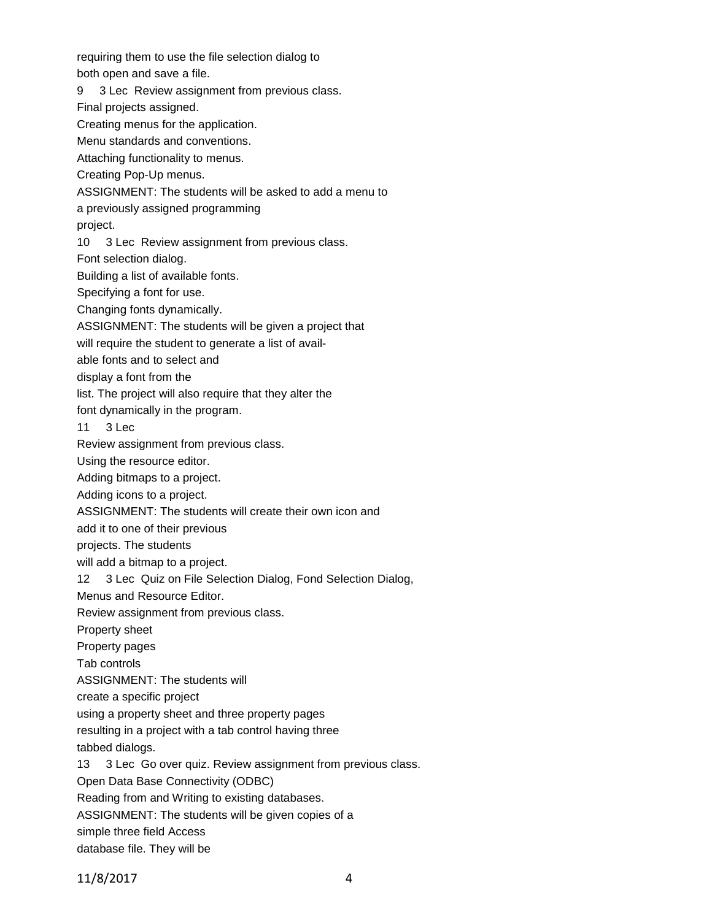requiring them to use the file selection dialog to
both open and save a file.

9 3 Lec Review assignment from previous class.
Final projects assigned.
Creating menus for the application.
Menu standards and conventions.
Attaching functionality to menus.
Creating Pop-Up menus.
ASSIGNMENT: The students will be asked to add a menu to
a previously assigned programming
project.

10 3 Lec Review assignment from previous class.
Font selection dialog.
Building a list of available fonts.
Specifying a font for use.
Changing fonts dynamically.
ASSIGNMENT: The students will be given a project that
will require the student to generate a list of avail-
able fonts and to select and
display a font from the
list. The project will also require that they alter the
font dynamically in the program.

11 3 Lec
Review assignment from previous class.
Using the resource editor.
Adding bitmaps to a project.
Adding icons to a project.
ASSIGNMENT: The students will create their own icon and
add it to one of their previous
projects. The students
will add a bitmap to a project.

12 3 Lec Quiz on File Selection Dialog, Fond Selection Dialog,
Menus and Resource Editor.
Review assignment from previous class.
Property sheet
Property pages
Tab controls
ASSIGNMENT: The students will
create a specific project
using a property sheet and three property pages
resulting in a project with a tab control having three
tabbed dialogs.

13 3 Lec Go over quiz. Review assignment from previous class.
Open Data Base Connectivity (ODBC)
Reading from and Writing to existing databases.
ASSIGNMENT: The students will be given copies of a
simple three field Access
database file. They will be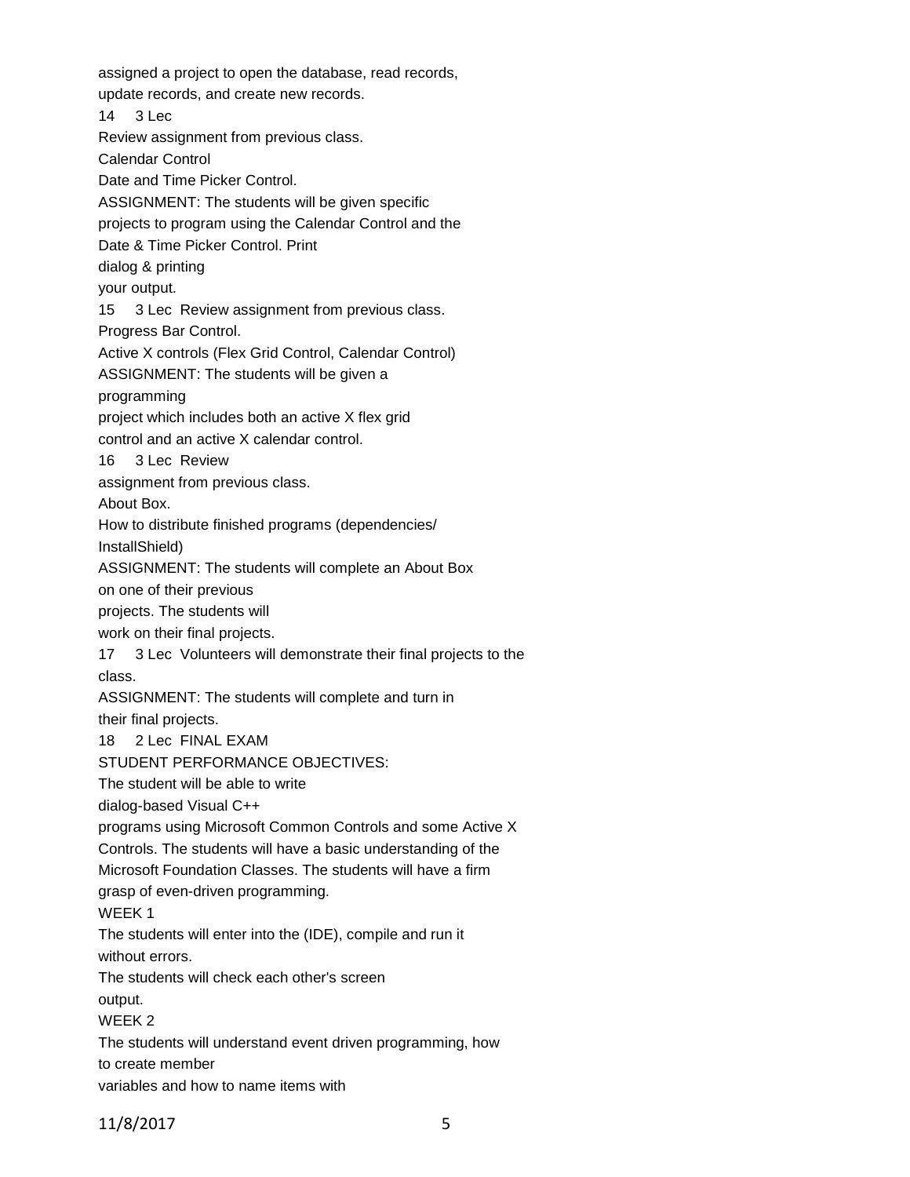assigned a project to open the database, read records, update records, and create new records.

14 3 Lec

Review assignment from previous class.

Calendar Control

Date and Time Picker Control.

ASSIGNMENT: The students will be given specific projects to program using the Calendar Control and the Date & Time Picker Control. Print dialog & printing your output.

15 3 Lec Review assignment from previous class.

Progress Bar Control.

Active X controls (Flex Grid Control, Calendar Control)

ASSIGNMENT: The students will be given a programming project which includes both an active X flex grid control and an active X calendar control.

16 3 Lec Review assignment from previous class.

About Box.

How to distribute finished programs (dependencies/ InstallShield)

ASSIGNMENT: The students will complete an About Box on one of their previous projects. The students will work on their final projects.

17 3 Lec Volunteers will demonstrate their final projects to the class.

ASSIGNMENT: The students will complete and turn in their final projects.

18 2 Lec FINAL EXAM

STUDENT PERFORMANCE OBJECTIVES:

The student will be able to write dialog-based Visual C++ programs using Microsoft Common Controls and some Active X Controls. The students will have a basic understanding of the Microsoft Foundation Classes. The students will have a firm grasp of even-driven programming.

WEEK 1

The students will enter into the (IDE), compile and run it without errors.

The students will check each other's screen output.

WEEK 2

The students will understand event driven programming, how to create member variables and how to name items with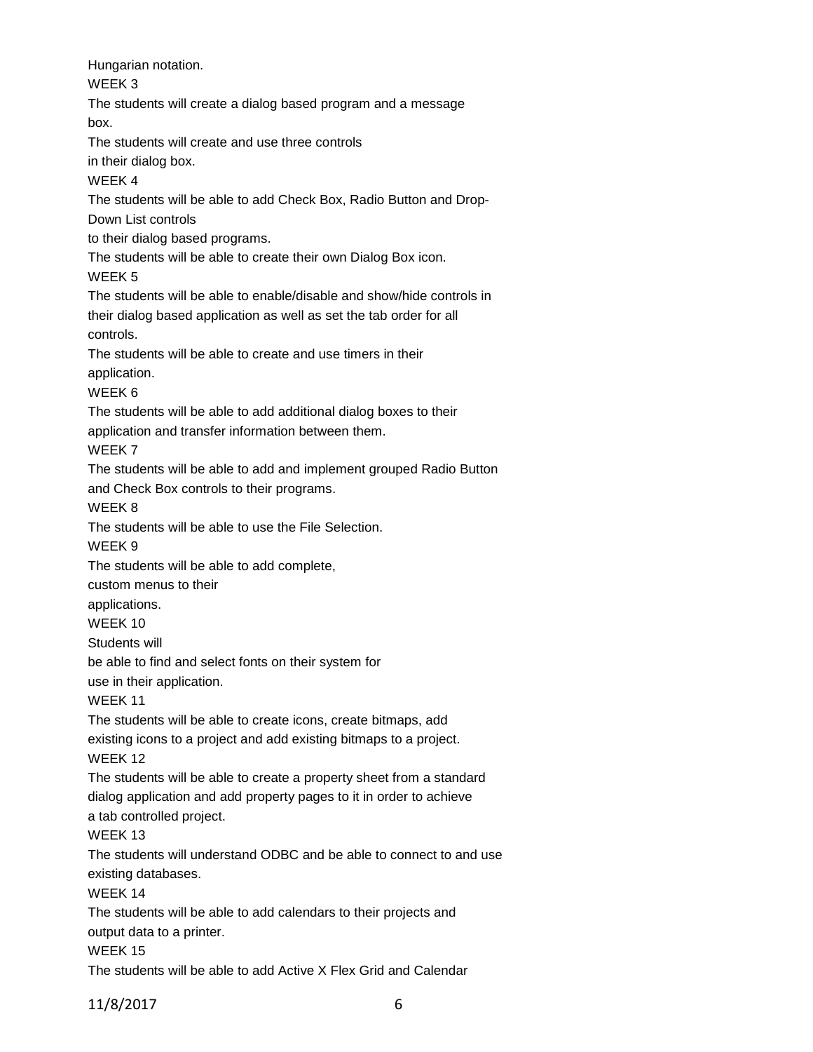Hungarian notation.

WEEK 3

The students will create a dialog based program and a message box.

The students will create and use three controls in their dialog box.

WEEK 4

The students will be able to add Check Box, Radio Button and Drop-Down List controls to their dialog based programs.

The students will be able to create their own Dialog Box icon.

WEEK 5

The students will be able to enable/disable and show/hide controls in their dialog based application as well as set the tab order for all controls.

The students will be able to create and use timers in their application.

WEEK 6

The students will be able to add additional dialog boxes to their application and transfer information between them.

WEEK 7

The students will be able to add and implement grouped Radio Button and Check Box controls to their programs.

WEEK 8

The students will be able to use the File Selection.

WEEK 9

The students will be able to add complete, custom menus to their applications.

WEEK 10

Students will be able to find and select fonts on their system for use in their application.

WEEK 11

The students will be able to create icons, create bitmaps, add existing icons to a project and add existing bitmaps to a project.

WEEK 12

The students will be able to create a property sheet from a standard dialog application and add property pages to it in order to achieve a tab controlled project.

WEEK 13

The students will understand ODBC and be able to connect to and use existing databases.

WEEK 14

The students will be able to add calendars to their projects and output data to a printer.

WEEK 15

The students will be able to add Active X Flex Grid and Calendar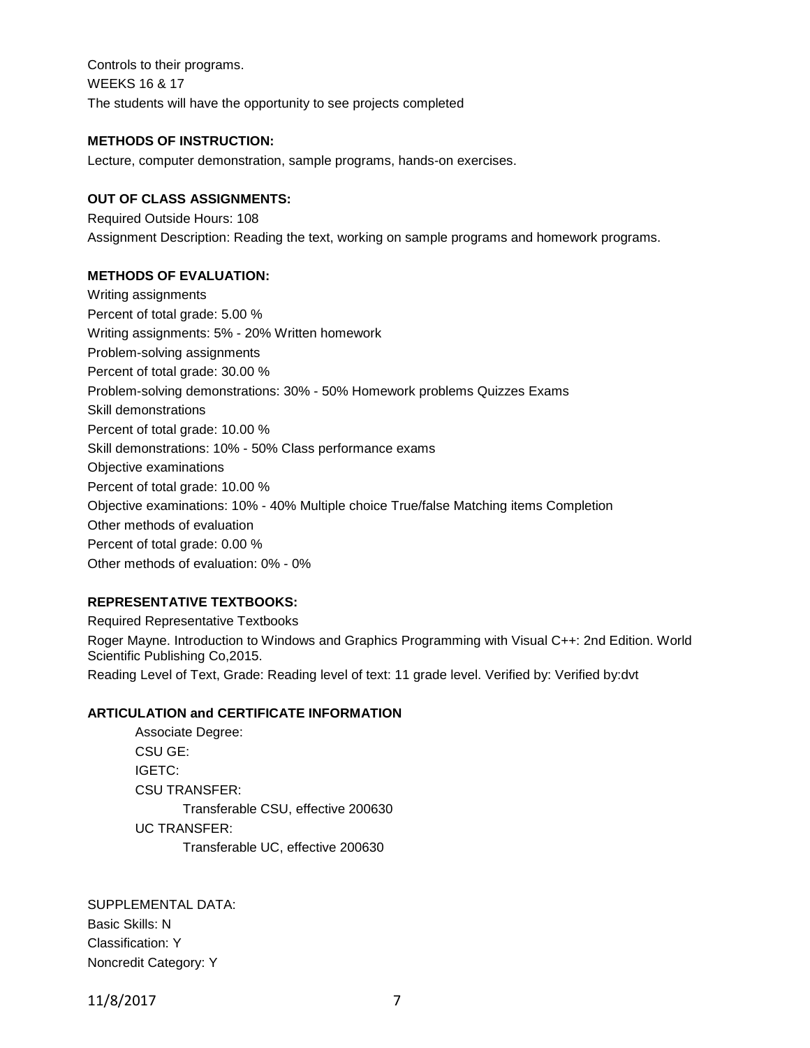Controls to their programs.
WEEKS 16 & 17
The students will have the opportunity to see projects completed

**METHODS OF INSTRUCTION:**

Lecture, computer demonstration, sample programs, hands-on exercises.

**OUT OF CLASS ASSIGNMENTS:**

Required Outside Hours: 108
Assignment Description: Reading the text, working on sample programs and homework programs.

**METHODS OF EVALUATION:**

Writing assignments
Percent of total grade: 5.00 %
Writing assignments: 5% - 20% Written homework
Problem-solving assignments
Percent of total grade: 30.00 %
Problem-solving demonstrations: 30% - 50% Homework problems Quizzes Exams
Skill demonstrations
Percent of total grade: 10.00 %
Skill demonstrations: 10% - 50% Class performance exams
Objective examinations
Percent of total grade: 10.00 %
Objective examinations: 10% - 40% Multiple choice True/false Matching items Completion
Other methods of evaluation
Percent of total grade: 0.00 %
Other methods of evaluation: 0% - 0%

**REPRESENTATIVE TEXTBOOKS:**

Required Representative Textbooks
Roger Mayne. Introduction to Windows and Graphics Programming with Visual C++: 2nd Edition. World Scientific Publishing Co,2015.
Reading Level of Text, Grade: Reading level of text: 11 grade level. Verified by: Verified by:dvt

**ARTICULATION and CERTIFICATE INFORMATION**

Associate Degree:
CSU GE:
IGETC:
CSU TRANSFER:
Transferable CSU, effective 200630
UC TRANSFER:
Transferable UC, effective 200630

SUPPLEMENTAL DATA:
Basic Skills: N
Classification: Y
Noncredit Category: Y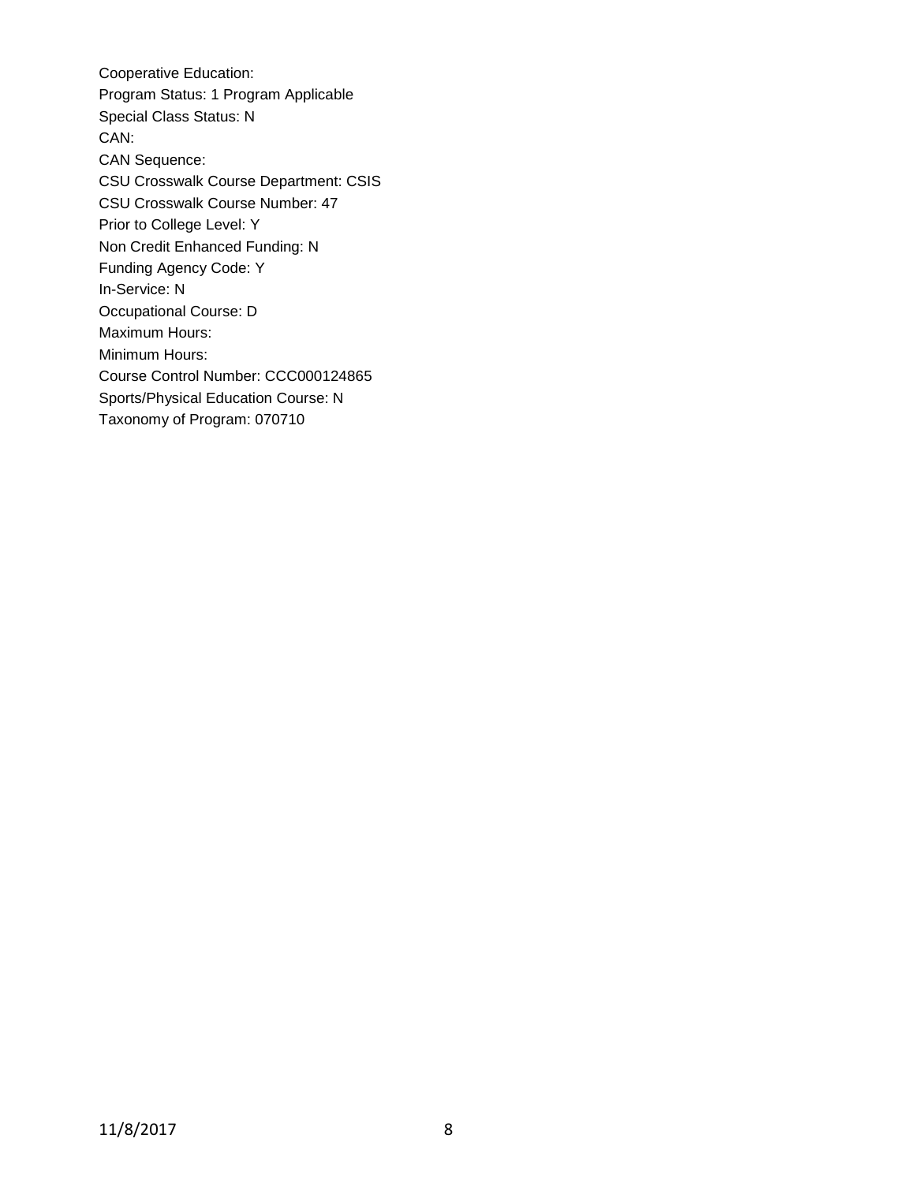Cooperative Education:
Program Status: 1 Program Applicable
Special Class Status: N
CAN:
CAN Sequence:
CSU Crosswalk Course Department: CSIS
CSU Crosswalk Course Number: 47
Prior to College Level: Y
Non Credit Enhanced Funding: N
Funding Agency Code: Y
In-Service: N
Occupational Course: D
Maximum Hours:
Minimum Hours:
Course Control Number: CCC000124865
Sports/Physical Education Course: N
Taxonomy of Program: 070710